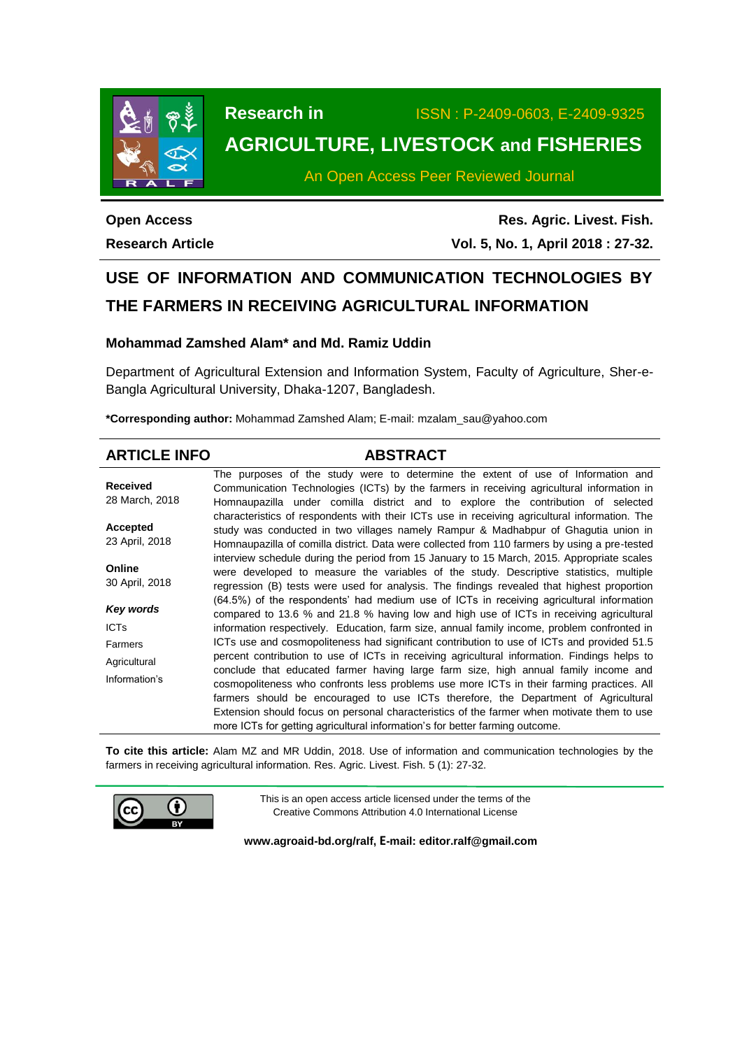**Research in** ISSN : P-2409-0603, E-2409-9325

**AGRICULTURE, LIVESTOCK and FISHERIES**

An Open Access Peer Reviewed Journal

**Open Access**

**Research Article**

**Res. Agric. Livest. Fish.**

**Vol. 5, No. 1, April 2018 : 27-32.**

# USE OF INFORMATION AND COMMUNICATION TECHNOLOGIES BY THE FARMERS IN RECEIVING AGRICULTURAL INFORMATION

**Mohammad Zamshed Alam\* and Md. Ramiz Uddin**

Department of Agricultural Extension and Information System, Faculty of Agriculture, Sher-e-Bangla Agricultural University, Dhaka-1207, Bangladesh.

**\*Corresponding author:** Mohammad Zamshed Alam; E-mail: mzalam_sau@yahoo.com

## ARTICLE INFO

**Received**
28 March, 2018

**Accepted**
23 April, 2018

**Online**
30 April, 2018

***Key words***
ICTs
Farmers
Agricultural
Information's

## ABSTRACT

The purposes of the study were to determine the extent of use of Information and Communication Technologies (ICTs) by the farmers in receiving agricultural information in Homnaupazilla under comilla district and to explore the contribution of selected characteristics of respondents with their ICTs use in receiving agricultural information. The study was conducted in two villages namely Rampur & Madhabpur of Ghagutia union in Homnaupazilla of comilla district. Data were collected from 110 farmers by using a pre-tested interview schedule during the period from 15 January to 15 March, 2015. Appropriate scales were developed to measure the variables of the study. Descriptive statistics, multiple regression (B) tests were used for analysis. The findings revealed that highest proportion (64.5%) of the respondents' had medium use of ICTs in receiving agricultural information compared to 13.6 % and 21.8 % having low and high use of ICTs in receiving agricultural information respectively. Education, farm size, annual family income, problem confronted in ICTs use and cosmopoliteness had significant contribution to use of ICTs and provided 51.5 percent contribution to use of ICTs in receiving agricultural information. Findings helps to conclude that educated farmer having large farm size, high annual family income and cosmopoliteness who confronts less problems use more ICTs in their farming practices. All farmers should be encouraged to use ICTs therefore, the Department of Agricultural Extension should focus on personal characteristics of the farmer when motivate them to use more ICTs for getting agricultural information's for better farming outcome.

**To cite this article:** Alam MZ and MR Uddin, 2018. Use of information and communication technologies by the farmers in receiving agricultural information. Res. Agric. Livest. Fish. 5 (1): 27-32.

This is an open access article licensed under the terms of the Creative Commons Attribution 4.0 International License

**www.agroaid-bd.org/ralf, E-mail: editor.ralf@gmail.com**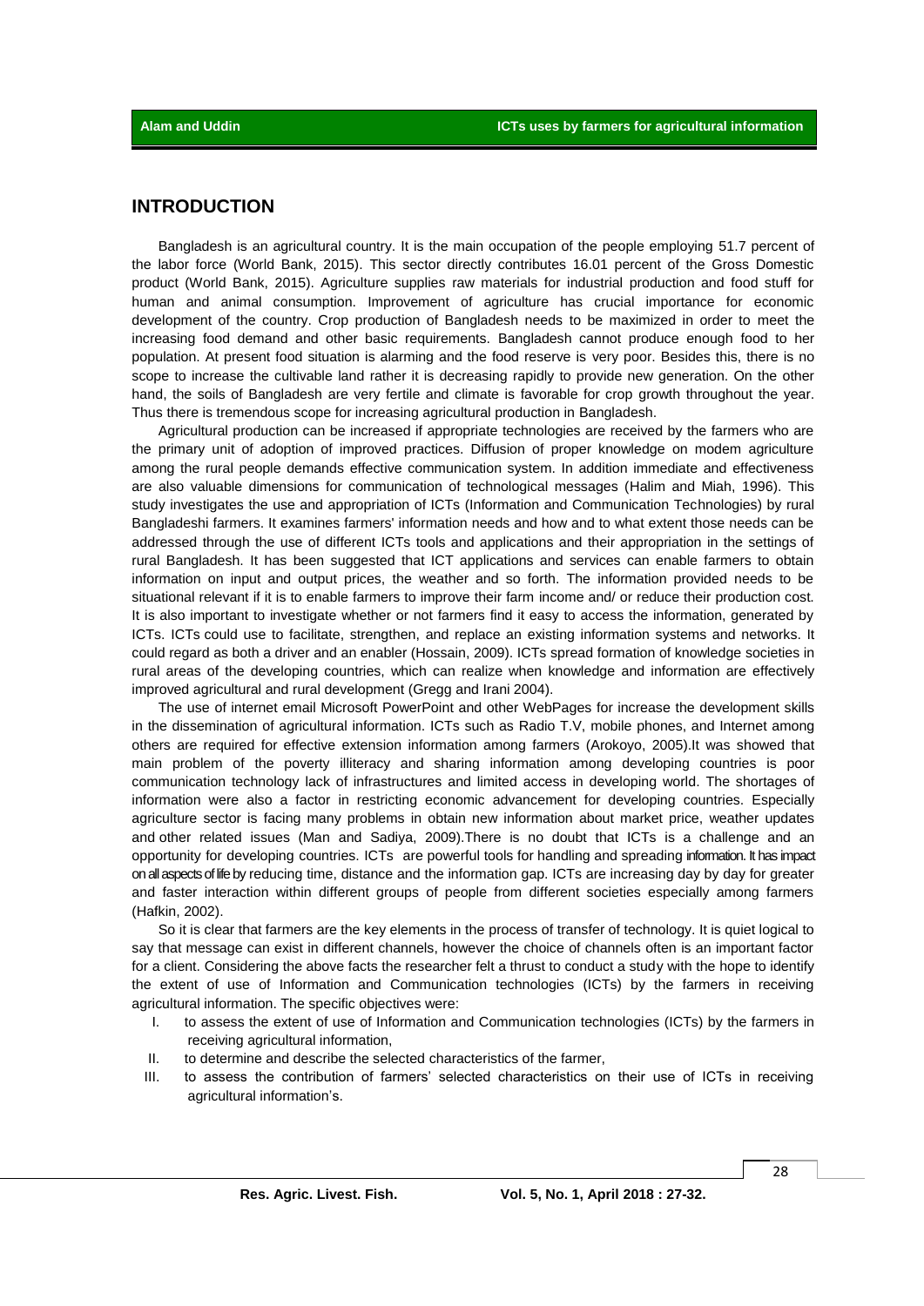## INTRODUCTION

Bangladesh is an agricultural country. It is the main occupation of the people employing 51.7 percent of the labor force (World Bank, 2015). This sector directly contributes 16.01 percent of the Gross Domestic product (World Bank, 2015). Agriculture supplies raw materials for industrial production and food stuff for human and animal consumption. Improvement of agriculture has crucial importance for economic development of the country. Crop production of Bangladesh needs to be maximized in order to meet the increasing food demand and other basic requirements. Bangladesh cannot produce enough food to her population. At present food situation is alarming and the food reserve is very poor. Besides this, there is no scope to increase the cultivable land rather it is decreasing rapidly to provide new generation. On the other hand, the soils of Bangladesh are very fertile and climate is favorable for crop growth throughout the year. Thus there is tremendous scope for increasing agricultural production in Bangladesh.

Agricultural production can be increased if appropriate technologies are received by the farmers who are the primary unit of adoption of improved practices. Diffusion of proper knowledge on modem agriculture among the rural people demands effective communication system. In addition immediate and effectiveness are also valuable dimensions for communication of technological messages (Halim and Miah, 1996). This study investigates the use and appropriation of ICTs (Information and Communication Technologies) by rural Bangladeshi farmers. It examines farmers' information needs and how and to what extent those needs can be addressed through the use of different ICTs tools and applications and their appropriation in the settings of rural Bangladesh. It has been suggested that ICT applications and services can enable farmers to obtain information on input and output prices, the weather and so forth. The information provided needs to be situational relevant if it is to enable farmers to improve their farm income and/ or reduce their production cost. It is also important to investigate whether or not farmers find it easy to access the information, generated by ICTs. ICTs could use to facilitate, strengthen, and replace an existing information systems and networks. It could regard as both a driver and an enabler (Hossain, 2009). ICTs spread formation of knowledge societies in rural areas of the developing countries, which can realize when knowledge and information are effectively improved agricultural and rural development (Gregg and Irani 2004).

The use of internet email Microsoft PowerPoint and other WebPages for increase the development skills in the dissemination of agricultural information. ICTs such as Radio T.V, mobile phones, and Internet among others are required for effective extension information among farmers (Arokoyo, 2005).It was showed that main problem of the poverty illiteracy and sharing information among developing countries is poor communication technology lack of infrastructures and limited access in developing world. The shortages of information were also a factor in restricting economic advancement for developing countries. Especially agriculture sector is facing many problems in obtain new information about market price, weather updates and other related issues (Man and Sadiya, 2009).There is no doubt that ICTs is a challenge and an opportunity for developing countries. ICTs are powerful tools for handling and spreading information. It has impact on all aspects of life by reducing time, distance and the information gap. ICTs are increasing day by day for greater and faster interaction within different groups of people from different societies especially among farmers (Hafkin, 2002).

So it is clear that farmers are the key elements in the process of transfer of technology. It is quiet logical to say that message can exist in different channels, however the choice of channels often is an important factor for a client. Considering the above facts the researcher felt a thrust to conduct a study with the hope to identify the extent of use of Information and Communication technologies (ICTs) by the farmers in receiving agricultural information. The specific objectives were:

I. to assess the extent of use of Information and Communication technologies (ICTs) by the farmers in receiving agricultural information,
II. to determine and describe the selected characteristics of the farmer,
III. to assess the contribution of farmers' selected characteristics on their use of ICTs in receiving agricultural information's.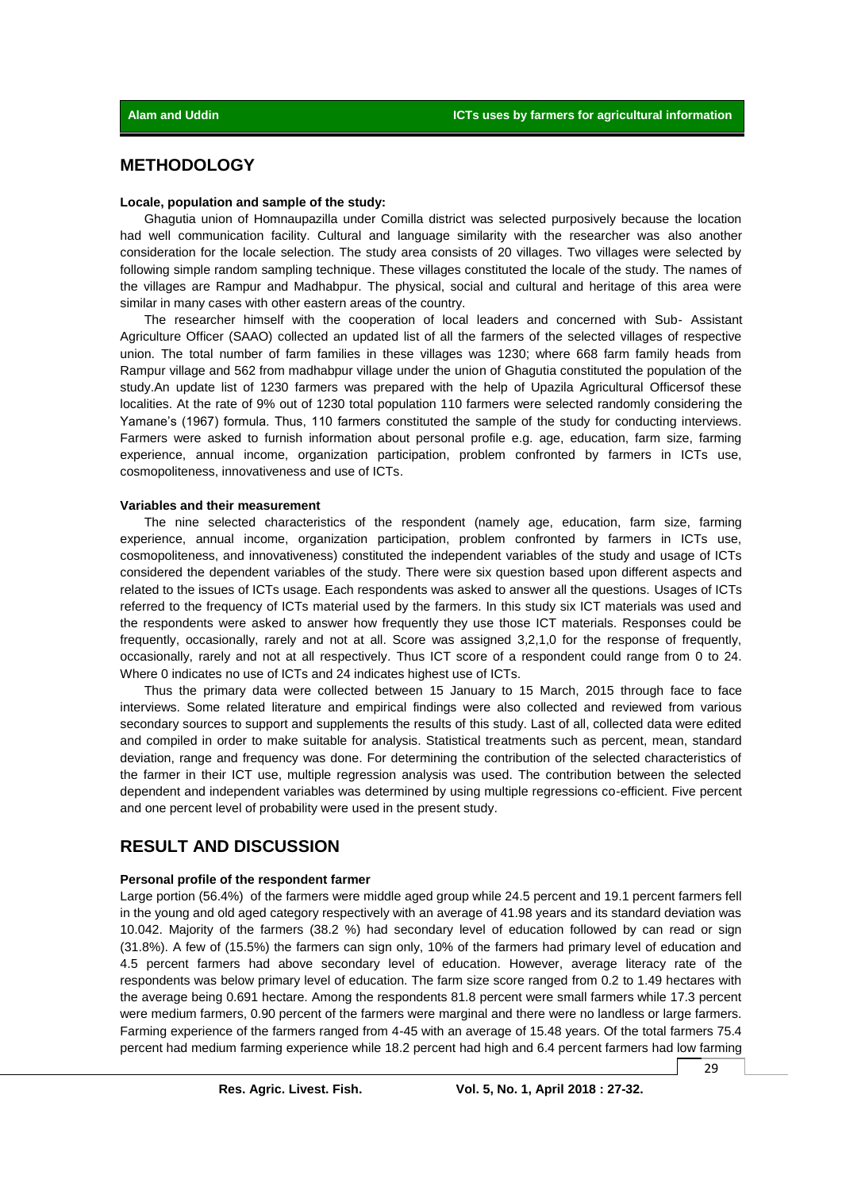## METHODOLOGY

**Locale, population and sample of the study:**

Ghagutia union of Homnaupazilla under Comilla district was selected purposively because the location had well communication facility. Cultural and language similarity with the researcher was also another consideration for the locale selection. The study area consists of 20 villages. Two villages were selected by following simple random sampling technique. These villages constituted the locale of the study. The names of the villages are Rampur and Madhabpur. The physical, social and cultural and heritage of this area were similar in many cases with other eastern areas of the country.

The researcher himself with the cooperation of local leaders and concerned with Sub- Assistant Agriculture Officer (SAAO) collected an updated list of all the farmers of the selected villages of respective union. The total number of farm families in these villages was 1230; where 668 farm family heads from Rampur village and 562 from madhabpur village under the union of Ghagutia constituted the population of the study.An update list of 1230 farmers was prepared with the help of Upazila Agricultural Officersof these localities. At the rate of 9% out of 1230 total population 110 farmers were selected randomly considering the Yamane's (1967) formula. Thus, 110 farmers constituted the sample of the study for conducting interviews. Farmers were asked to furnish information about personal profile e.g. age, education, farm size, farming experience, annual income, organization participation, problem confronted by farmers in ICTs use, cosmopoliteness, innovativeness and use of ICTs.

**Variables and their measurement**

The nine selected characteristics of the respondent (namely age, education, farm size, farming experience, annual income, organization participation, problem confronted by farmers in ICTs use, cosmopoliteness, and innovativeness) constituted the independent variables of the study and usage of ICTs considered the dependent variables of the study. There were six question based upon different aspects and related to the issues of ICTs usage. Each respondents was asked to answer all the questions. Usages of ICTs referred to the frequency of ICTs material used by the farmers. In this study six ICT materials was used and the respondents were asked to answer how frequently they use those ICT materials. Responses could be frequently, occasionally, rarely and not at all. Score was assigned 3,2,1,0 for the response of frequently, occasionally, rarely and not at all respectively. Thus ICT score of a respondent could range from 0 to 24. Where 0 indicates no use of ICTs and 24 indicates highest use of ICTs.

Thus the primary data were collected between 15 January to 15 March, 2015 through face to face interviews. Some related literature and empirical findings were also collected and reviewed from various secondary sources to support and supplements the results of this study. Last of all, collected data were edited and compiled in order to make suitable for analysis. Statistical treatments such as percent, mean, standard deviation, range and frequency was done. For determining the contribution of the selected characteristics of the farmer in their ICT use, multiple regression analysis was used. The contribution between the selected dependent and independent variables was determined by using multiple regressions co-efficient. Five percent and one percent level of probability were used in the present study.

## RESULT AND DISCUSSION

**Personal profile of the respondent farmer**

Large portion (56.4%) of the farmers were middle aged group while 24.5 percent and 19.1 percent farmers fell in the young and old aged category respectively with an average of 41.98 years and its standard deviation was 10.042. Majority of the farmers (38.2 %) had secondary level of education followed by can read or sign (31.8%). A few of (15.5%) the farmers can sign only, 10% of the farmers had primary level of education and 4.5 percent farmers had above secondary level of education. However, average literacy rate of the respondents was below primary level of education. The farm size score ranged from 0.2 to 1.49 hectares with the average being 0.691 hectare. Among the respondents 81.8 percent were small farmers while 17.3 percent were medium farmers, 0.90 percent of the farmers were marginal and there were no landless or large farmers. Farming experience of the farmers ranged from 4-45 with an average of 15.48 years. Of the total farmers 75.4 percent had medium farming experience while 18.2 percent had high and 6.4 percent farmers had low farming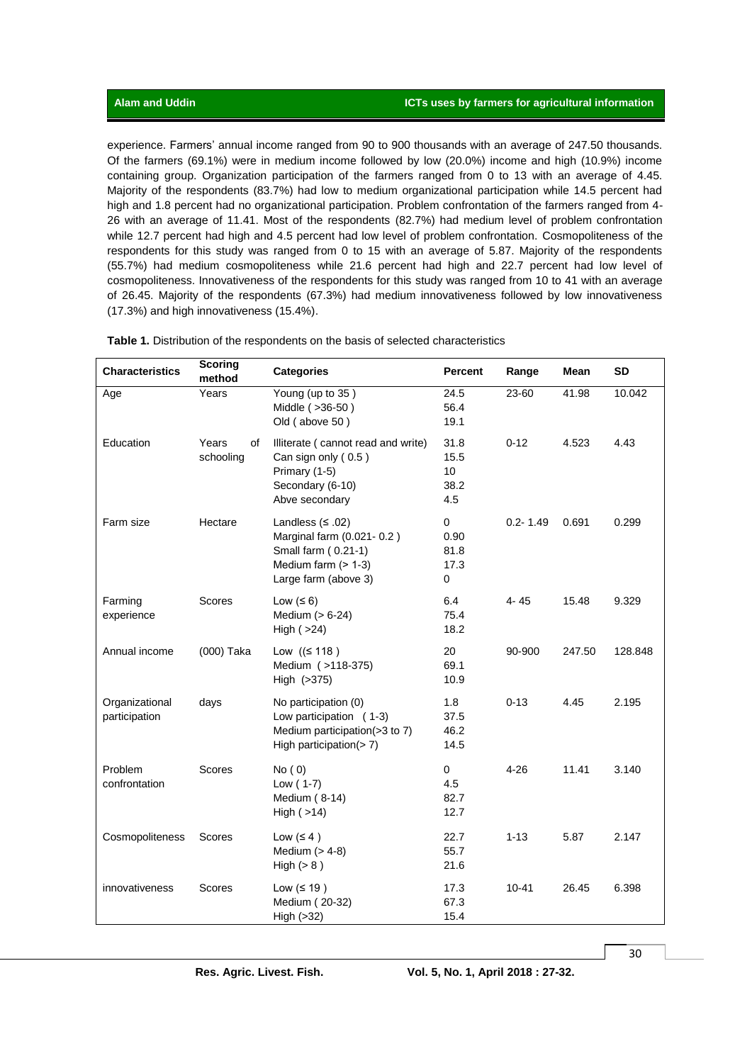experience. Farmers' annual income ranged from 90 to 900 thousands with an average of 247.50 thousands. Of the farmers (69.1%) were in medium income followed by low (20.0%) income and high (10.9%) income containing group. Organization participation of the farmers ranged from 0 to 13 with an average of 4.45. Majority of the respondents (83.7%) had low to medium organizational participation while 14.5 percent had high and 1.8 percent had no organizational participation. Problem confrontation of the farmers ranged from 4-26 with an average of 11.41. Most of the respondents (82.7%) had medium level of problem confrontation while 12.7 percent had high and 4.5 percent had low level of problem confrontation. Cosmopoliteness of the respondents for this study was ranged from 0 to 15 with an average of 5.87. Majority of the respondents (55.7%) had medium cosmopoliteness while 21.6 percent had high and 22.7 percent had low level of cosmopoliteness. Innovativeness of the respondents for this study was ranged from 10 to 41 with an average of 26.45. Majority of the respondents (67.3%) had medium innovativeness followed by low innovativeness (17.3%) and high innovativeness (15.4%).

**Table 1.** Distribution of the respondents on the basis of selected characteristics

| Characteristics | Scoring method | Categories | Percent | Range | Mean | SD |
|---|---|---|---|---|---|---|
| Age | Years | Young (up to 35 )<br>Middle ( >36-50 )<br>Old ( above 50 ) | 24.5<br>56.4<br>19.1 | 23-60 | 41.98 | 10.042 |
| Education | Years of schooling | Illiterate ( cannot read and write)<br>Can sign only ( 0.5 )<br>Primary (1-5)<br>Secondary (6-10)<br>Abve secondary | 31.8<br>15.5<br>10<br>38.2<br>4.5 | 0-12 | 4.523 | 4.43 |
| Farm size | Hectare | Landless (≤ .02)<br>Marginal farm (0.021- 0.2 )<br>Small farm ( 0.21-1)<br>Medium farm (> 1-3)<br>Large farm (above 3) | 0<br>0.90<br>81.8<br>17.3<br>0 | 0.2- 1.49 | 0.691 | 0.299 |
| Farming experience | Scores | Low (≤ 6)<br>Medium (> 6-24)<br>High ( >24) | 6.4<br>75.4<br>18.2 | 4- 45 | 15.48 | 9.329 |
| Annual income | (000) Taka | Low ((≤ 118 )<br>Medium ( >118-375)<br>High (>375) | 20<br>69.1<br>10.9 | 90-900 | 247.50 | 128.848 |
| Organizational participation | days | No participation (0)<br>Low participation ( 1-3)<br>Medium participation(>3 to 7)<br>High participation(> 7) | 1.8<br>37.5<br>46.2<br>14.5 | 0-13 | 4.45 | 2.195 |
| Problem confrontation | Scores | No ( 0)<br>Low ( 1-7)<br>Medium ( 8-14)<br>High ( >14) | 0<br>4.5<br>82.7<br>12.7 | 4-26 | 11.41 | 3.140 |
| Cosmopoliteness | Scores | Low (≤ 4 )<br>Medium (> 4-8)<br>High (> 8 ) | 22.7<br>55.7<br>21.6 | 1-13 | 5.87 | 2.147 |
| innovativeness | Scores | Low (≤ 19 )<br>Medium ( 20-32)<br>High (>32) | 17.3<br>67.3<br>15.4 | 10-41 | 26.45 | 6.398 |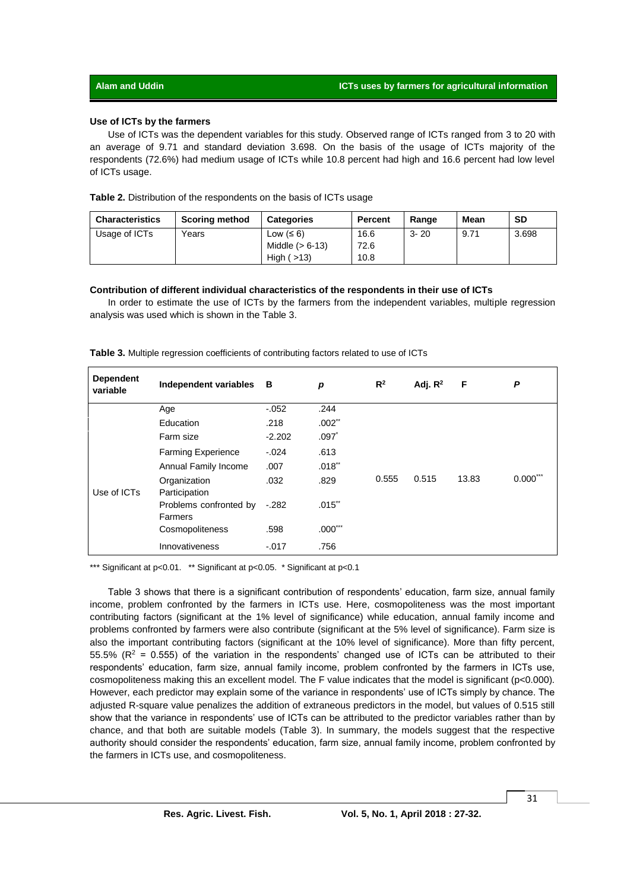### Use of ICTs by the farmers

Use of ICTs was the dependent variables for this study. Observed range of ICTs ranged from 3 to 20 with an average of 9.71 and standard deviation 3.698. On the basis of the usage of ICTs majority of the respondents (72.6%) had medium usage of ICTs while 10.8 percent had high and 16.6 percent had low level of ICTs usage.

**Table 2.** Distribution of the respondents on the basis of ICTs usage

| Characteristics | Scoring method | Categories | Percent | Range | Mean | SD |
|---|---|---|---|---|---|---|
| Usage of ICTs | Years | Low (≤ 6)<br>Middle (> 6-13)<br>High ( >13) | 16.6<br>72.6<br>10.8 | 3- 20 | 9.71 | 3.698 |

### Contribution of different individual characteristics of the respondents in their use of ICTs

In order to estimate the use of ICTs by the farmers from the independent variables, multiple regression analysis was used which is shown in the Table 3.

**Table 3.** Multiple regression coefficients of contributing factors related to use of ICTs

| Dependent variable | Independent variables | B | *p* | $R^2$ | Adj. $R^2$ | F | *P* |
|---|---|---|---|---|---|---|---|
| Use of ICTs | Age | -.052 | .244 | 0.555 | 0.515 | 13.83 | 0.000*** |
| | Education | .218 | .002** | | | | |
| | Farm size | -2.202 | .097* | | | | |
| | Farming Experience | -.024 | .613 | | | | |
| | Annual Family Income | .007 | .018** | | | | |
| | Organization Participation | .032 | .829 | | | | |
| | Problems confronted by Farmers | -.282 | .015** | | | | |
| | Cosmopoliteness | .598 | .000*** | | | | |
| | Innovativeness | -.017 | .756 | | | | |

*** Significant at p<0.01. ** Significant at p<0.05. * Significant at p<0.1

Table 3 shows that there is a significant contribution of respondents' education, farm size, annual family income, problem confronted by the farmers in ICTs use. Here, cosmopoliteness was the most important contributing factors (significant at the 1% level of significance) while education, annual family income and problems confronted by farmers were also contribute (significant at the 5% level of significance). Farm size is also the important contributing factors (significant at the 10% level of significance). More than fifty percent, 55.5% ($R^2$ = 0.555) of the variation in the respondents' changed use of ICTs can be attributed to their respondents' education, farm size, annual family income, problem confronted by the farmers in ICTs use, cosmopoliteness making this an excellent model. The F value indicates that the model is significant (p<0.000). However, each predictor may explain some of the variance in respondents' use of ICTs simply by chance. The adjusted R-square value penalizes the addition of extraneous predictors in the model, but values of 0.515 still show that the variance in respondents' use of ICTs can be attributed to the predictor variables rather than by chance, and that both are suitable models (Table 3). In summary, the models suggest that the respective authority should consider the respondents' education, farm size, annual family income, problem confronted by the farmers in ICTs use, and cosmopoliteness.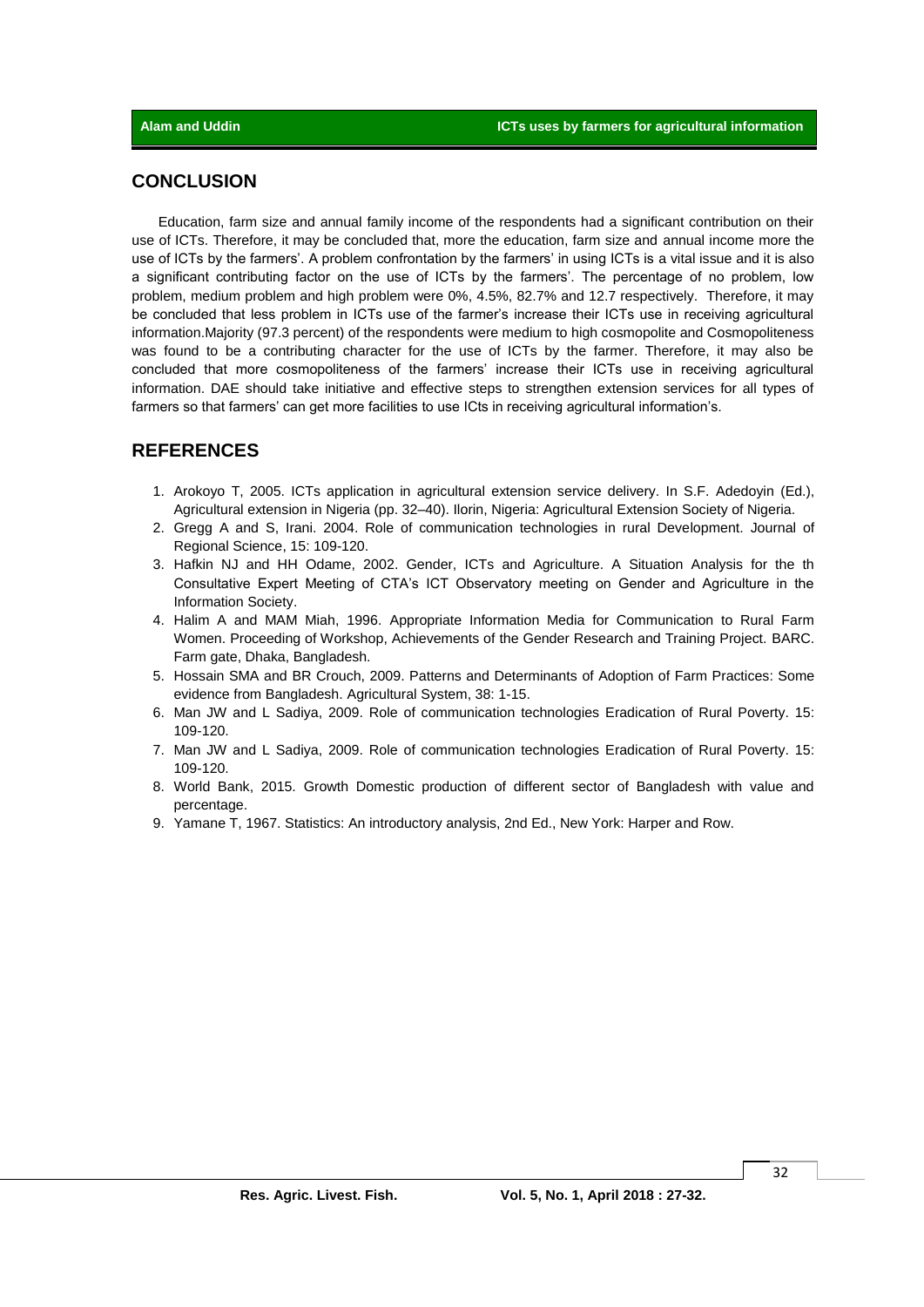## CONCLUSION

Education, farm size and annual family income of the respondents had a significant contribution on their use of ICTs. Therefore, it may be concluded that, more the education, farm size and annual income more the use of ICTs by the farmers'. A problem confrontation by the farmers' in using ICTs is a vital issue and it is also a significant contributing factor on the use of ICTs by the farmers'. The percentage of no problem, low problem, medium problem and high problem were 0%, 4.5%, 82.7% and 12.7 respectively. Therefore, it may be concluded that less problem in ICTs use of the farmer's increase their ICTs use in receiving agricultural information.Majority (97.3 percent) of the respondents were medium to high cosmopolite and Cosmopoliteness was found to be a contributing character for the use of ICTs by the farmer. Therefore, it may also be concluded that more cosmopoliteness of the farmers' increase their ICTs use in receiving agricultural information. DAE should take initiative and effective steps to strengthen extension services for all types of farmers so that farmers' can get more facilities to use ICts in receiving agricultural information's.

## REFERENCES

1. Arokoyo T, 2005. ICTs application in agricultural extension service delivery. In S.F. Adedoyin (Ed.), Agricultural extension in Nigeria (pp. 32–40). Ilorin, Nigeria: Agricultural Extension Society of Nigeria.
2. Gregg A and S, Irani. 2004. Role of communication technologies in rural Development. Journal of Regional Science, 15: 109-120.
3. Hafkin NJ and HH Odame, 2002. Gender, ICTs and Agriculture. A Situation Analysis for the th Consultative Expert Meeting of CTA's ICT Observatory meeting on Gender and Agriculture in the Information Society.
4. Halim A and MAM Miah, 1996. Appropriate Information Media for Communication to Rural Farm Women. Proceeding of Workshop, Achievements of the Gender Research and Training Project. BARC. Farm gate, Dhaka, Bangladesh.
5. Hossain SMA and BR Crouch, 2009. Patterns and Determinants of Adoption of Farm Practices: Some evidence from Bangladesh. Agricultural System, 38: 1-15.
6. Man JW and L Sadiya, 2009. Role of communication technologies Eradication of Rural Poverty. 15: 109-120.
7. Man JW and L Sadiya, 2009. Role of communication technologies Eradication of Rural Poverty. 15: 109-120.
8. World Bank, 2015. Growth Domestic production of different sector of Bangladesh with value and percentage.
9. Yamane T, 1967. Statistics: An introductory analysis, 2nd Ed., New York: Harper and Row.